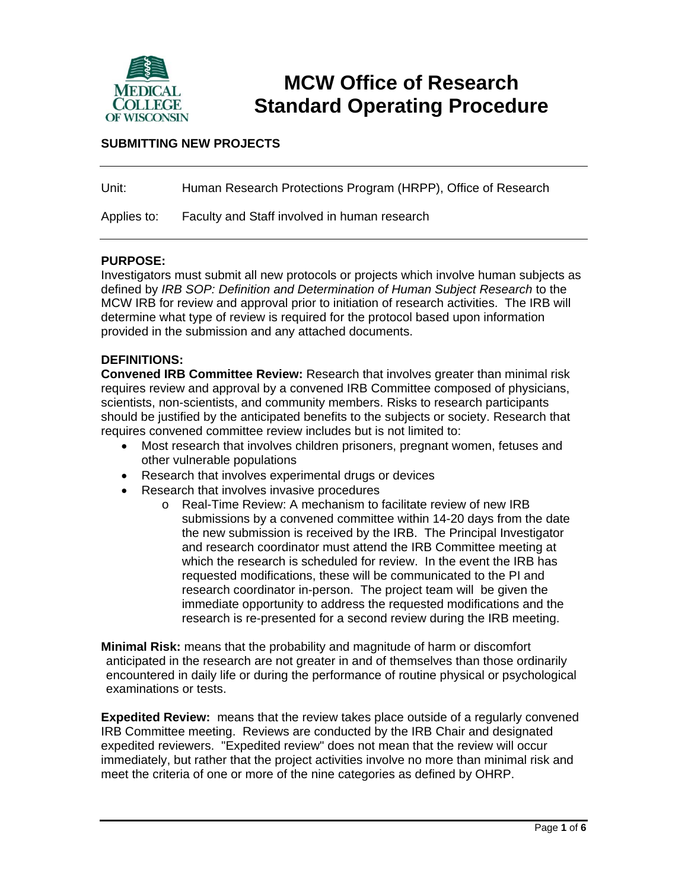# MCW Office of Research Standard Operating Procedure

**SUBMITTING NEW PROJECTS**

---

Unit: Human Research Protections Program (HRPP), Office of Research

Applies to: Faculty and Staff involved in human research

---

**PURPOSE:**
Investigators must submit all new protocols or projects which involve human subjects as defined by *IRB SOP: Definition and Determination of Human Subject Research* to the MCW IRB for review and approval prior to initiation of research activities. The IRB will determine what type of review is required for the protocol based upon information provided in the submission and any attached documents.

**DEFINITIONS:**
**Convened IRB Committee Review:** Research that involves greater than minimal risk requires review and approval by a convened IRB Committee composed of physicians, scientists, non-scientists, and community members. Risks to research participants should be justified by the anticipated benefits to the subjects or society. Research that requires convened committee review includes but is not limited to:

- Most research that involves children prisoners, pregnant women, fetuses and other vulnerable populations
- Research that involves experimental drugs or devices
- Research that involves invasive procedures
  - Real-Time Review: A mechanism to facilitate review of new IRB submissions by a convened committee within 14-20 days from the date the new submission is received by the IRB. The Principal Investigator and research coordinator must attend the IRB Committee meeting at which the research is scheduled for review. In the event the IRB has requested modifications, these will be communicated to the PI and research coordinator in-person. The project team will be given the immediate opportunity to address the requested modifications and the research is re-presented for a second review during the IRB meeting.

**Minimal Risk:** means that the probability and magnitude of harm or discomfort anticipated in the research are not greater in and of themselves than those ordinarily encountered in daily life or during the performance of routine physical or psychological examinations or tests.

**Expedited Review:** means that the review takes place outside of a regularly convened IRB Committee meeting. Reviews are conducted by the IRB Chair and designated expedited reviewers. "Expedited review" does not mean that the review will occur immediately, but rather that the project activities involve no more than minimal risk and meet the criteria of one or more of the nine categories as defined by OHRP.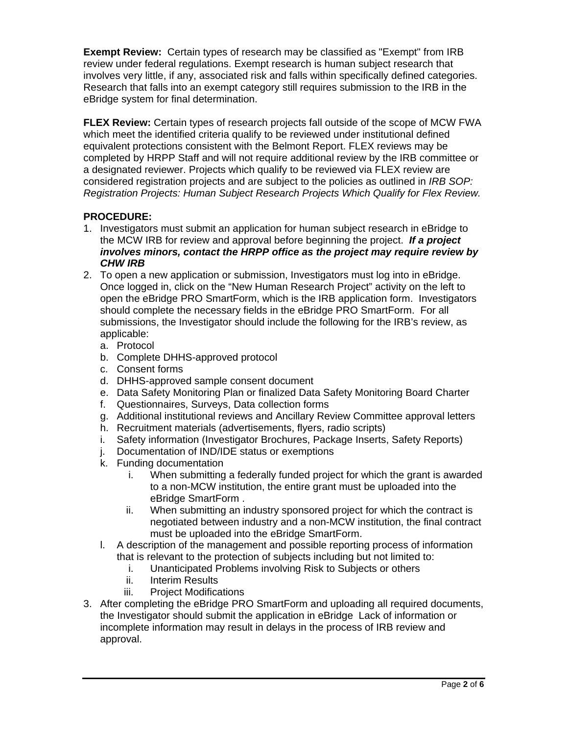**Exempt Review:** Certain types of research may be classified as "Exempt" from IRB review under federal regulations. Exempt research is human subject research that involves very little, if any, associated risk and falls within specifically defined categories. Research that falls into an exempt category still requires submission to the IRB in the eBridge system for final determination.

**FLEX Review:** Certain types of research projects fall outside of the scope of MCW FWA which meet the identified criteria qualify to be reviewed under institutional defined equivalent protections consistent with the Belmont Report. FLEX reviews may be completed by HRPP Staff and will not require additional review by the IRB committee or a designated reviewer. Projects which qualify to be reviewed via FLEX review are considered registration projects and are subject to the policies as outlined in *IRB SOP: Registration Projects: Human Subject Research Projects Which Qualify for Flex Review.*

**PROCEDURE:**

1. Investigators must submit an application for human subject research in eBridge to the MCW IRB for review and approval before beginning the project. ***If a project involves minors, contact the HRPP office as the project may require review by CHW IRB***
2. To open a new application or submission, Investigators must log into in eBridge. Once logged in, click on the "New Human Research Project" activity on the left to open the eBridge PRO SmartForm, which is the IRB application form. Investigators should complete the necessary fields in the eBridge PRO SmartForm. For all submissions, the Investigator should include the following for the IRB's review, as applicable:
   a. Protocol
   b. Complete DHHS-approved protocol
   c. Consent forms
   d. DHHS-approved sample consent document
   e. Data Safety Monitoring Plan or finalized Data Safety Monitoring Board Charter
   f. Questionnaires, Surveys, Data collection forms
   g. Additional institutional reviews and Ancillary Review Committee approval letters
   h. Recruitment materials (advertisements, flyers, radio scripts)
   i. Safety information (Investigator Brochures, Package Inserts, Safety Reports)
   j. Documentation of IND/IDE status or exemptions
   k. Funding documentation
      i. When submitting a federally funded project for which the grant is awarded to a non-MCW institution, the entire grant must be uploaded into the eBridge SmartForm .
      ii. When submitting an industry sponsored project for which the contract is negotiated between industry and a non-MCW institution, the final contract must be uploaded into the eBridge SmartForm.
   l. A description of the management and possible reporting process of information that is relevant to the protection of subjects including but not limited to:
      i. Unanticipated Problems involving Risk to Subjects or others
      ii. Interim Results
      iii. Project Modifications
3. After completing the eBridge PRO SmartForm and uploading all required documents, the Investigator should submit the application in eBridge Lack of information or incomplete information may result in delays in the process of IRB review and approval.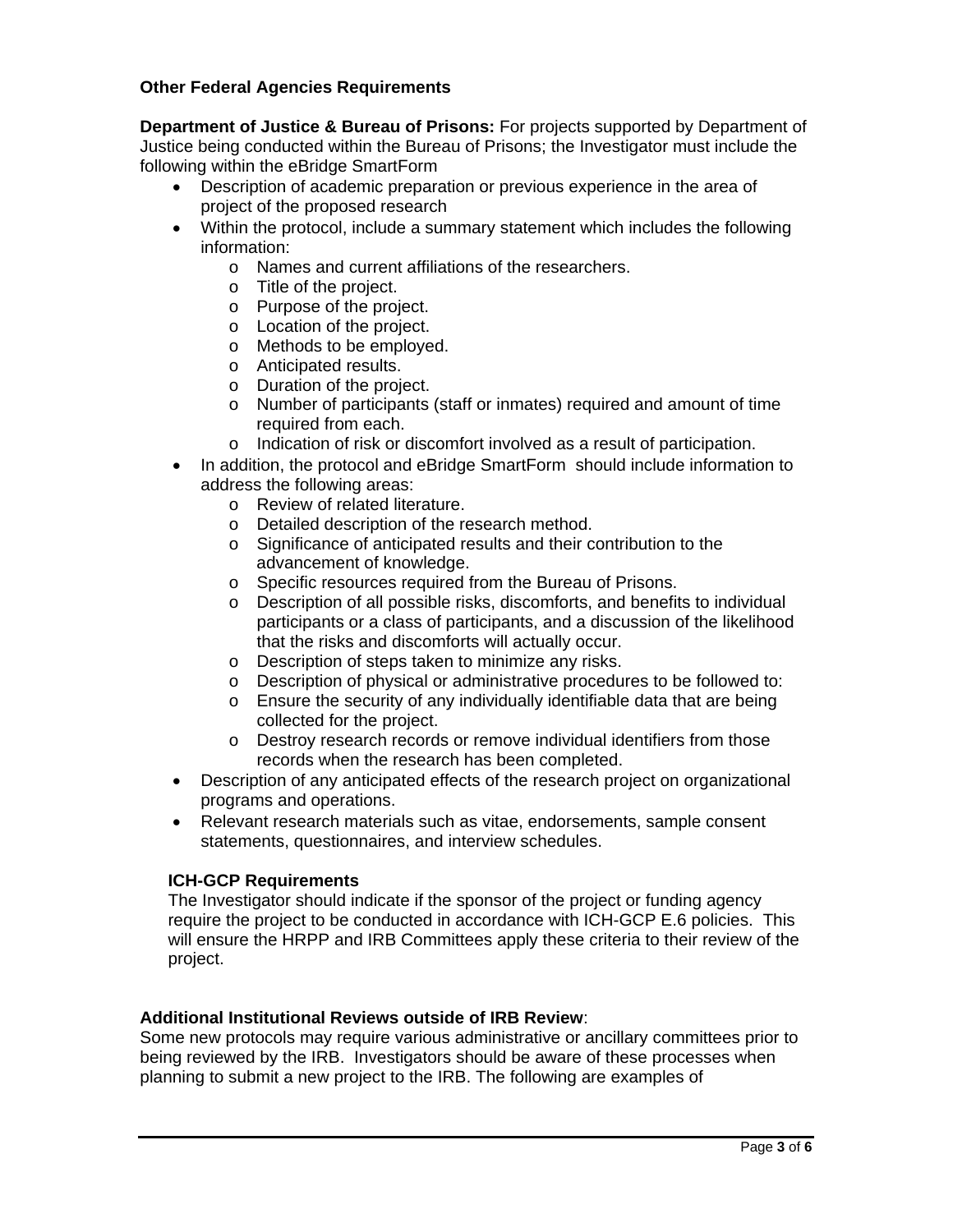**Other Federal Agencies Requirements**

**Department of Justice & Bureau of Prisons:** For projects supported by Department of Justice being conducted within the Bureau of Prisons; the Investigator must include the following within the eBridge SmartForm

- Description of academic preparation or previous experience in the area of project of the proposed research
- Within the protocol, include a summary statement which includes the following information:
  - Names and current affiliations of the researchers.
  - Title of the project.
  - Purpose of the project.
  - Location of the project.
  - Methods to be employed.
  - Anticipated results.
  - Duration of the project.
  - Number of participants (staff or inmates) required and amount of time required from each.
  - Indication of risk or discomfort involved as a result of participation.
- In addition, the protocol and eBridge SmartForm should include information to address the following areas:
  - Review of related literature.
  - Detailed description of the research method.
  - Significance of anticipated results and their contribution to the advancement of knowledge.
  - Specific resources required from the Bureau of Prisons.
  - Description of all possible risks, discomforts, and benefits to individual participants or a class of participants, and a discussion of the likelihood that the risks and discomforts will actually occur.
  - Description of steps taken to minimize any risks.
  - Description of physical or administrative procedures to be followed to:
  - Ensure the security of any individually identifiable data that are being collected for the project.
  - Destroy research records or remove individual identifiers from those records when the research has been completed.
- Description of any anticipated effects of the research project on organizational programs and operations.
- Relevant research materials such as vitae, endorsements, sample consent statements, questionnaires, and interview schedules.

**ICH-GCP Requirements**

The Investigator should indicate if the sponsor of the project or funding agency require the project to be conducted in accordance with ICH-GCP E.6 policies. This will ensure the HRPP and IRB Committees apply these criteria to their review of the project.

**Additional Institutional Reviews outside of IRB Review**:

Some new protocols may require various administrative or ancillary committees prior to being reviewed by the IRB. Investigators should be aware of these processes when planning to submit a new project to the IRB. The following are examples of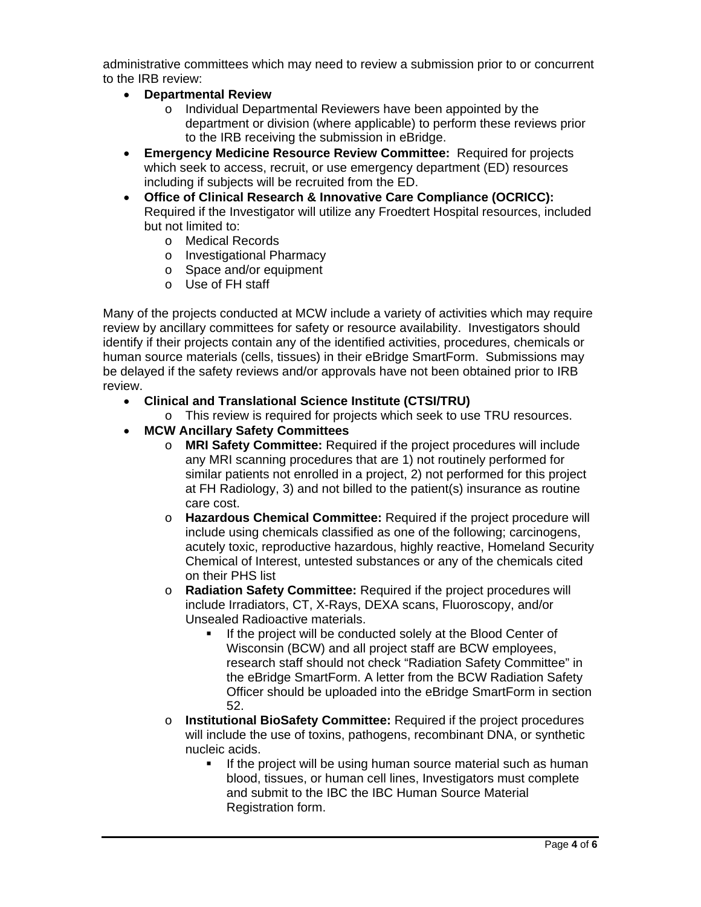administrative committees which may need to review a submission prior to or concurrent to the IRB review:

- **Departmental Review**
  - Individual Departmental Reviewers have been appointed by the department or division (where applicable) to perform these reviews prior to the IRB receiving the submission in eBridge.
- **Emergency Medicine Resource Review Committee:** Required for projects which seek to access, recruit, or use emergency department (ED) resources including if subjects will be recruited from the ED.
- **Office of Clinical Research & Innovative Care Compliance (OCRICC):** Required if the Investigator will utilize any Froedtert Hospital resources, included but not limited to:
  - Medical Records
  - Investigational Pharmacy
  - Space and/or equipment
  - Use of FH staff

Many of the projects conducted at MCW include a variety of activities which may require review by ancillary committees for safety or resource availability. Investigators should identify if their projects contain any of the identified activities, procedures, chemicals or human source materials (cells, tissues) in their eBridge SmartForm. Submissions may be delayed if the safety reviews and/or approvals have not been obtained prior to IRB review.

- **Clinical and Translational Science Institute (CTSI/TRU)**
  - This review is required for projects which seek to use TRU resources.
- **MCW Ancillary Safety Committees**
  - **MRI Safety Committee:** Required if the project procedures will include any MRI scanning procedures that are 1) not routinely performed for similar patients not enrolled in a project, 2) not performed for this project at FH Radiology, 3) and not billed to the patient(s) insurance as routine care cost.
  - **Hazardous Chemical Committee:** Required if the project procedure will include using chemicals classified as one of the following; carcinogens, acutely toxic, reproductive hazardous, highly reactive, Homeland Security Chemical of Interest, untested substances or any of the chemicals cited on their PHS list
  - **Radiation Safety Committee:** Required if the project procedures will include Irradiators, CT, X-Rays, DEXA scans, Fluoroscopy, and/or Unsealed Radioactive materials.
    - If the project will be conducted solely at the Blood Center of Wisconsin (BCW) and all project staff are BCW employees, research staff should not check "Radiation Safety Committee" in the eBridge SmartForm. A letter from the BCW Radiation Safety Officer should be uploaded into the eBridge SmartForm in section 52.
  - **Institutional BioSafety Committee:** Required if the project procedures will include the use of toxins, pathogens, recombinant DNA, or synthetic nucleic acids.
    - If the project will be using human source material such as human blood, tissues, or human cell lines, Investigators must complete and submit to the IBC the IBC Human Source Material Registration form.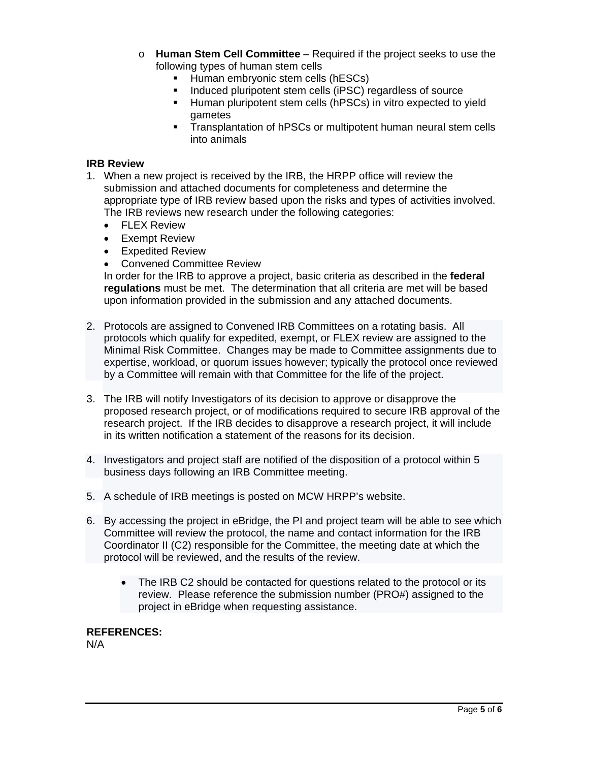- **Human Stem Cell Committee** – Required if the project seeks to use the following types of human stem cells
  - Human embryonic stem cells (hESCs)
  - Induced pluripotent stem cells (iPSC) regardless of source
  - Human pluripotent stem cells (hPSCs) in vitro expected to yield gametes
  - Transplantation of hPSCs or multipotent human neural stem cells into animals

**IRB Review**

1. When a new project is received by the IRB, the HRPP office will review the submission and attached documents for completeness and determine the appropriate type of IRB review based upon the risks and types of activities involved. The IRB reviews new research under the following categories:
   - FLEX Review
   - Exempt Review
   - Expedited Review
   - Convened Committee Review

   In order for the IRB to approve a project, basic criteria as described in the **federal regulations** must be met. The determination that all criteria are met will be based upon information provided in the submission and any attached documents.

2. Protocols are assigned to Convened IRB Committees on a rotating basis. All protocols which qualify for expedited, exempt, or FLEX review are assigned to the Minimal Risk Committee. Changes may be made to Committee assignments due to expertise, workload, or quorum issues however; typically the protocol once reviewed by a Committee will remain with that Committee for the life of the project.

3. The IRB will notify Investigators of its decision to approve or disapprove the proposed research project, or of modifications required to secure IRB approval of the research project. If the IRB decides to disapprove a research project, it will include in its written notification a statement of the reasons for its decision.

4. Investigators and project staff are notified of the disposition of a protocol within 5 business days following an IRB Committee meeting.

5. A schedule of IRB meetings is posted on MCW HRPP's website.

6. By accessing the project in eBridge, the PI and project team will be able to see which Committee will review the protocol, the name and contact information for the IRB Coordinator II (C2) responsible for the Committee, the meeting date at which the protocol will be reviewed, and the results of the review.

   - The IRB C2 should be contacted for questions related to the protocol or its review. Please reference the submission number (PRO#) assigned to the project in eBridge when requesting assistance.

**REFERENCES:**

N/A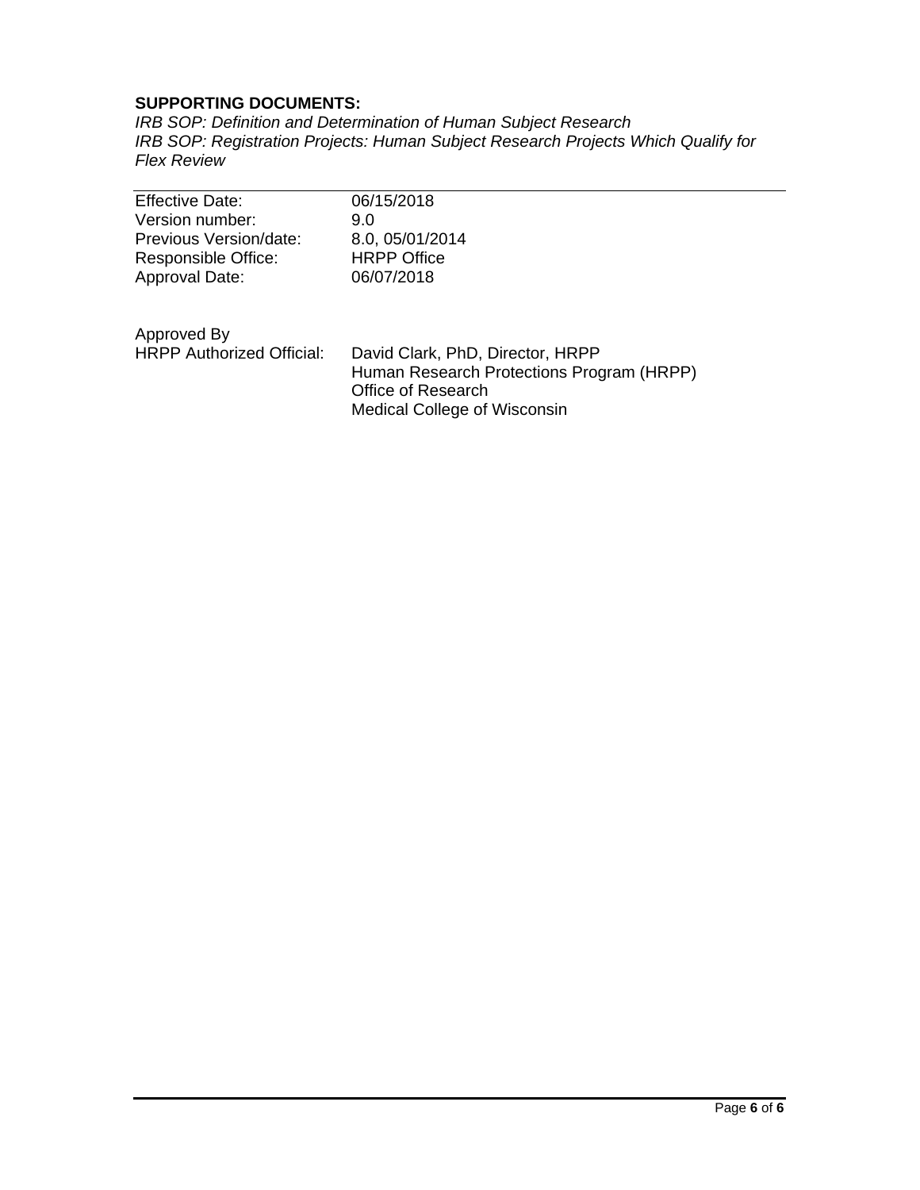**SUPPORTING DOCUMENTS:**

*IRB SOP: Definition and Determination of Human Subject Research*
*IRB SOP: Registration Projects: Human Subject Research Projects Which Qualify for Flex Review*

---

| | |
|---|---|
| Effective Date: | 06/15/2018 |
| Version number: | 9.0 |
| Previous Version/date: | 8.0, 05/01/2014 |
| Responsible Office: | HRPP Office |
| Approval Date: | 06/07/2018 |

Approved By

| | |
|---|---|
| HRPP Authorized Official: | David Clark, PhD, Director, HRPP<br>Human Research Protections Program (HRPP)<br>Office of Research<br>Medical College of Wisconsin |